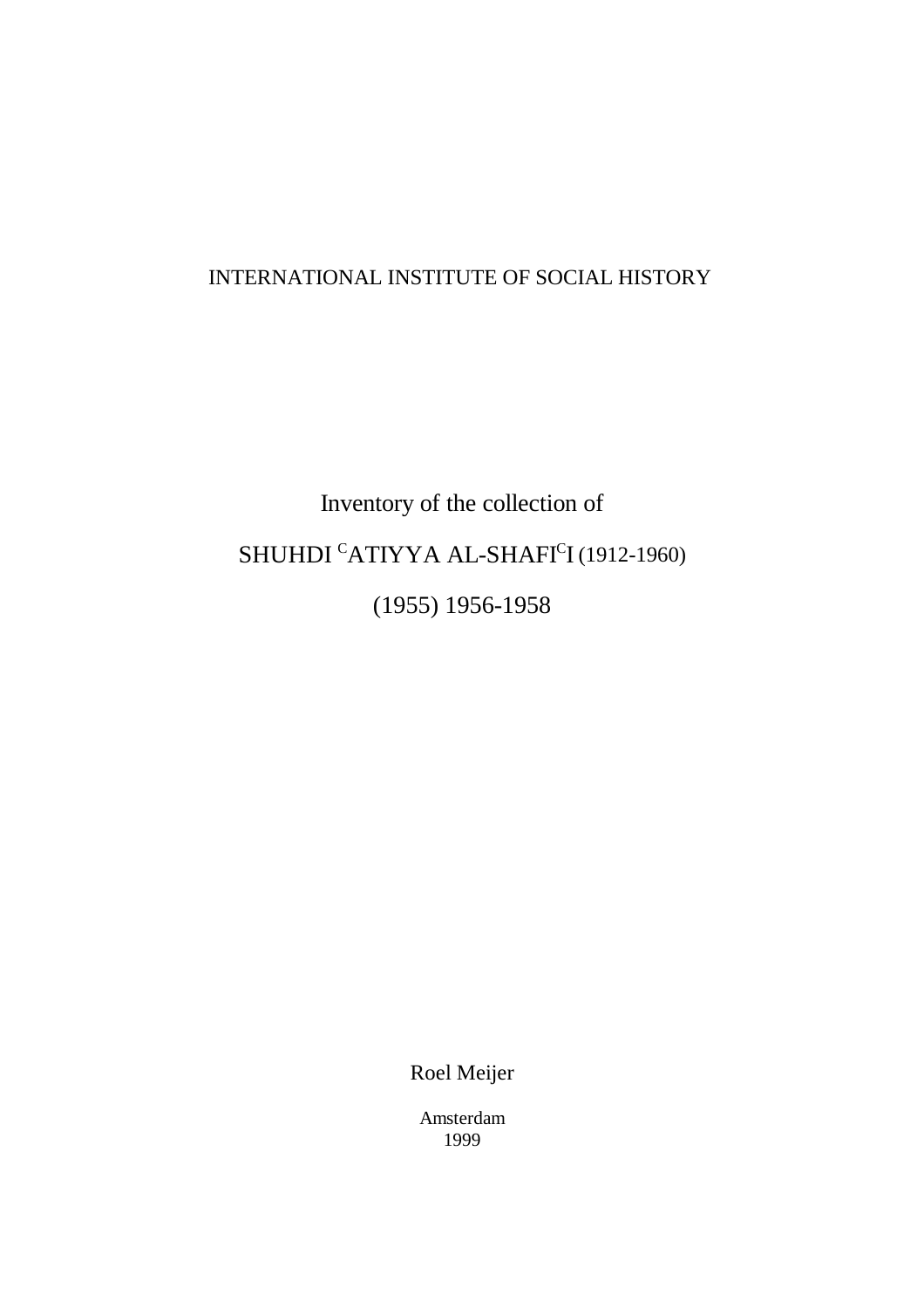INTERNATIONAL INSTITUTE OF SOCIAL HISTORY

# Inventory of the collection of

# SHUHDI [C]ATIYYA AL-SHAFI[C]I (1912-1960)

# (1955) 1956-1958

Roel Meijer

Amsterdam
1999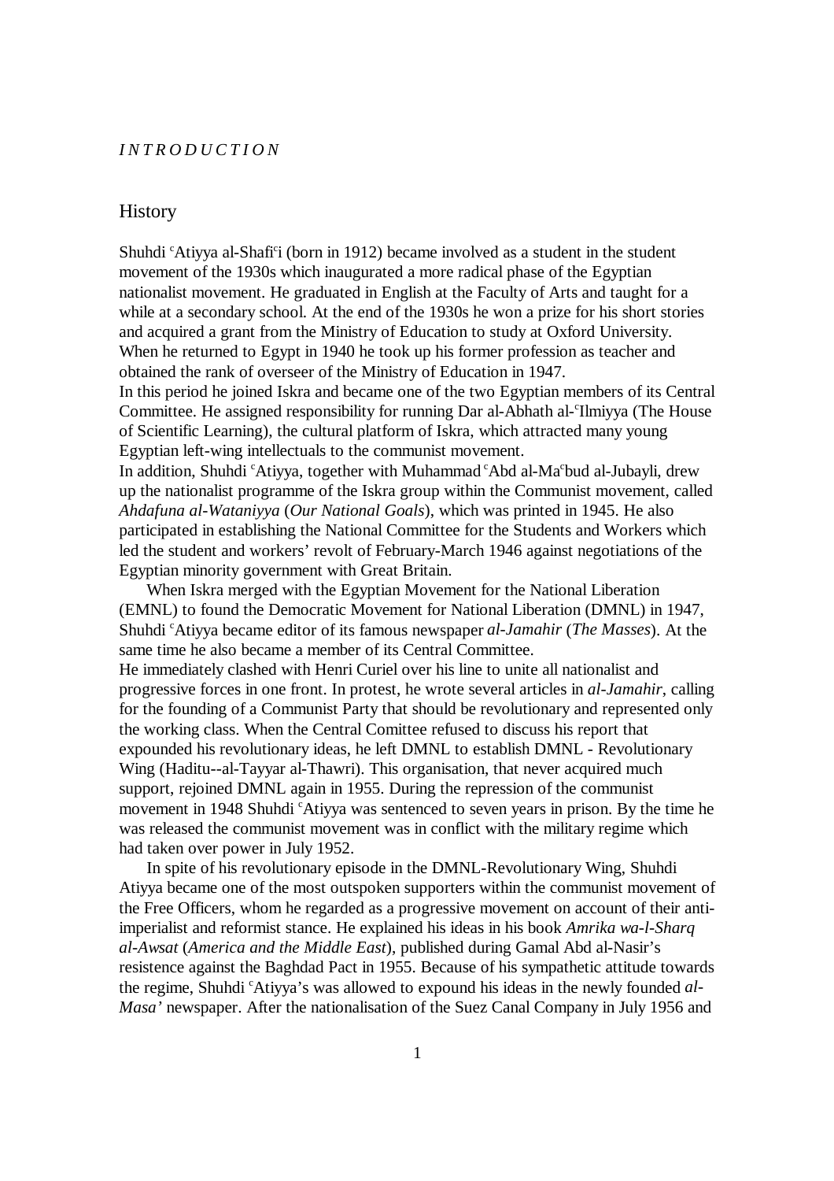*INTRODUCTION*

## History

Shuhdi ᶜAtiyya al-Shafiᶜi (born in 1912) became involved as a student in the student movement of the 1930s which inaugurated a more radical phase of the Egyptian nationalist movement. He graduated in English at the Faculty of Arts and taught for a while at a secondary school. At the end of the 1930s he won a prize for his short stories and acquired a grant from the Ministry of Education to study at Oxford University. When he returned to Egypt in 1940 he took up his former profession as teacher and obtained the rank of overseer of the Ministry of Education in 1947.
In this period he joined Iskra and became one of the two Egyptian members of its Central Committee. He assigned responsibility for running Dar al-Abhath al-ᶜIlmiyya (The House of Scientific Learning), the cultural platform of Iskra, which attracted many young Egyptian left-wing intellectuals to the communist movement.
In addition, Shuhdi ᶜAtiyya, together with Muhammad ᶜAbd al-Maᶜbud al-Jubayli, drew up the nationalist programme of the Iskra group within the Communist movement, called *Ahdafuna al-Wataniyya* (*Our National Goals*), which was printed in 1945. He also participated in establishing the National Committee for the Students and Workers which led the student and workers' revolt of February-March 1946 against negotiations of the Egyptian minority government with Great Britain.

When Iskra merged with the Egyptian Movement for the National Liberation (EMNL) to found the Democratic Movement for National Liberation (DMNL) in 1947, Shuhdi ᶜAtiyya became editor of its famous newspaper *al-Jamahir* (*The Masses*). At the same time he also became a member of its Central Committee.
He immediately clashed with Henri Curiel over his line to unite all nationalist and progressive forces in one front. In protest, he wrote several articles in *al-Jamahir*, calling for the founding of a Communist Party that should be revolutionary and represented only the working class. When the Central Comittee refused to discuss his report that expounded his revolutionary ideas, he left DMNL to establish DMNL - Revolutionary Wing (Haditu--al-Tayyar al-Thawri). This organisation, that never acquired much support, rejoined DMNL again in 1955. During the repression of the communist movement in 1948 Shuhdi ᶜAtiyya was sentenced to seven years in prison. By the time he was released the communist movement was in conflict with the military regime which had taken over power in July 1952.

In spite of his revolutionary episode in the DMNL-Revolutionary Wing, Shuhdi Atiyya became one of the most outspoken supporters within the communist movement of the Free Officers, whom he regarded as a progressive movement on account of their anti-imperialist and reformist stance. He explained his ideas in his book *Amrika wa-l-Sharq al-Awsat* (*America and the Middle East*), published during Gamal Abd al-Nasir's resistence against the Baghdad Pact in 1955. Because of his sympathetic attitude towards the regime, Shuhdi ᶜAtiyya's was allowed to expound his ideas in the newly founded *al-Masa'* newspaper. After the nationalisation of the Suez Canal Company in July 1956 and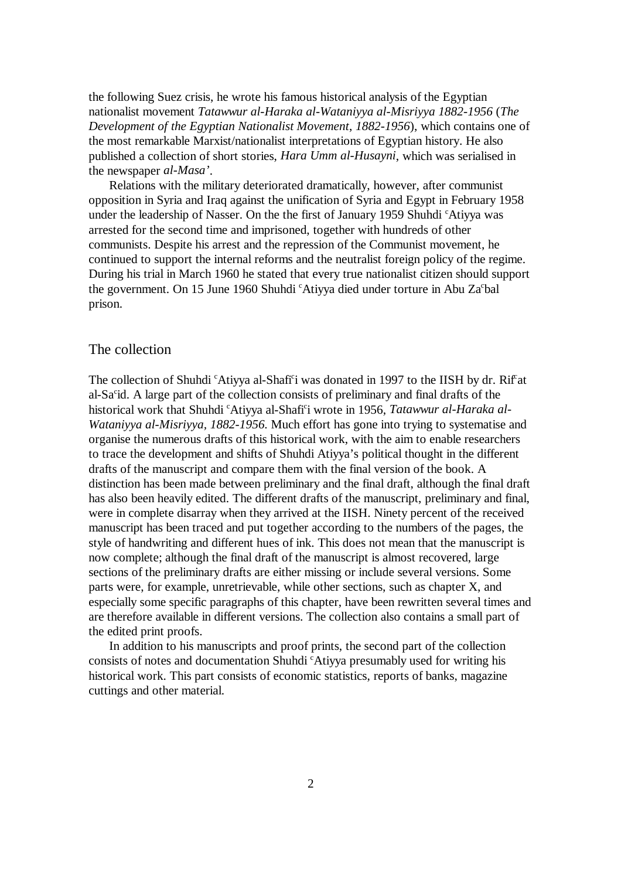the following Suez crisis, he wrote his famous historical analysis of the Egyptian nationalist movement *Tatawwur al-Haraka al-Wataniyya al-Misriyya 1882-1956* (*The Development of the Egyptian Nationalist Movement, 1882-1956*), which contains one of the most remarkable Marxist/nationalist interpretations of Egyptian history. He also published a collection of short stories, *Hara Umm al-Husayni*, which was serialised in the newspaper *al-Masa'*.

Relations with the military deteriorated dramatically, however, after communist opposition in Syria and Iraq against the unification of Syria and Egypt in February 1958 under the leadership of Nasser. On the the first of January 1959 Shuhdi ᶜAtiyya was arrested for the second time and imprisoned, together with hundreds of other communists. Despite his arrest and the repression of the Communist movement, he continued to support the internal reforms and the neutralist foreign policy of the regime. During his trial in March 1960 he stated that every true nationalist citizen should support the government. On 15 June 1960 Shuhdi ᶜAtiyya died under torture in Abu Zaᶜbal prison.

## The collection

The collection of Shuhdi ᶜAtiyya al-Shafiᶜi was donated in 1997 to the IISH by dr. Rifᶜat al-Saᶜid. A large part of the collection consists of preliminary and final drafts of the historical work that Shuhdi ᶜAtiyya al-Shafiᶜi wrote in 1956, *Tatawwur al-Haraka al-Wataniyya al-Misriyya, 1882-1956*. Much effort has gone into trying to systematise and organise the numerous drafts of this historical work, with the aim to enable researchers to trace the development and shifts of Shuhdi Atiyya's political thought in the different drafts of the manuscript and compare them with the final version of the book. A distinction has been made between preliminary and the final draft, although the final draft has also been heavily edited. The different drafts of the manuscript, preliminary and final, were in complete disarray when they arrived at the IISH. Ninety percent of the received manuscript has been traced and put together according to the numbers of the pages, the style of handwriting and different hues of ink. This does not mean that the manuscript is now complete; although the final draft of the manuscript is almost recovered, large sections of the preliminary drafts are either missing or include several versions. Some parts were, for example, unretrievable, while other sections, such as chapter X, and especially some specific paragraphs of this chapter, have been rewritten several times and are therefore available in different versions. The collection also contains a small part of the edited print proofs.

In addition to his manuscripts and proof prints, the second part of the collection consists of notes and documentation Shuhdi ᶜAtiyya presumably used for writing his historical work. This part consists of economic statistics, reports of banks, magazine cuttings and other material.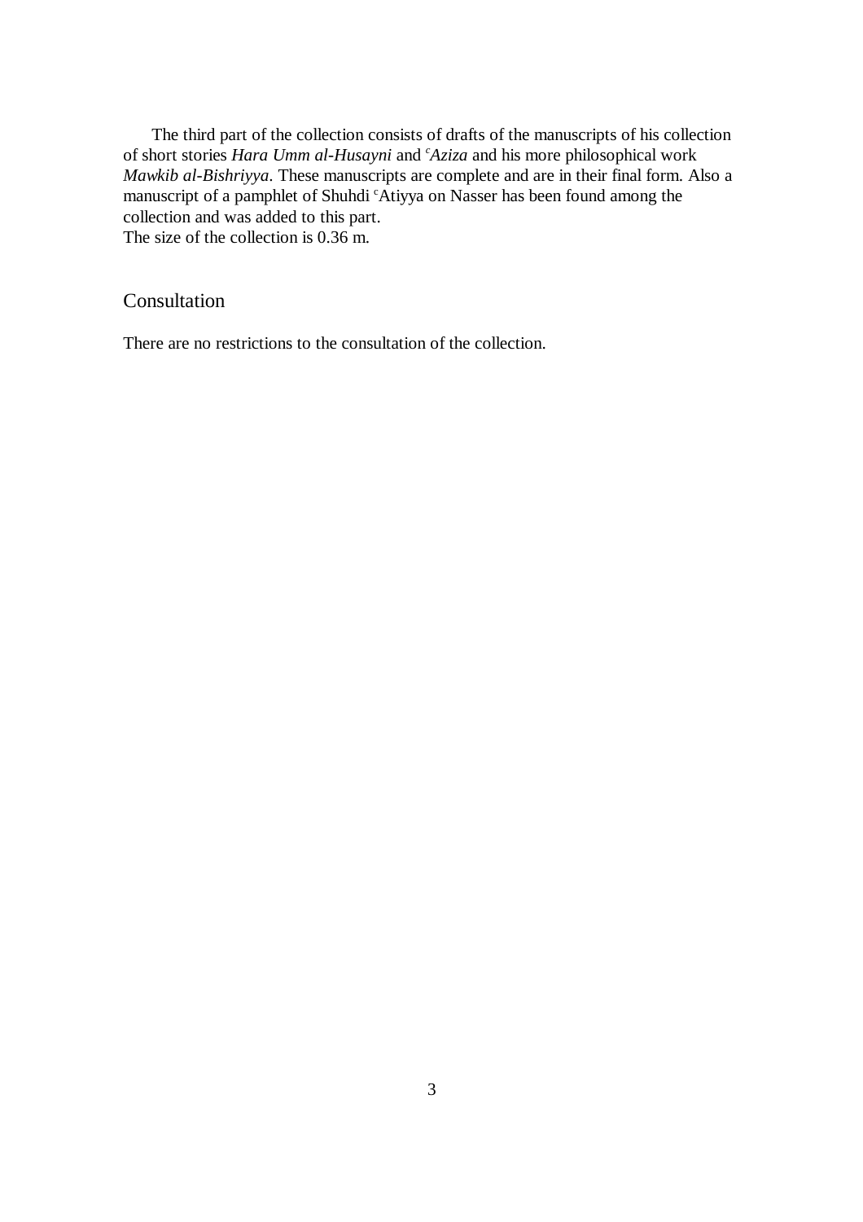The third part of the collection consists of drafts of the manuscripts of his collection of short stories *Hara Umm al-Husayni* and *ᶜAziza* and his more philosophical work *Mawkib al-Bishriyya*. These manuscripts are complete and are in their final form. Also a manuscript of a pamphlet of Shuhdi ᶜAtiyya on Nasser has been found among the collection and was added to this part.
The size of the collection is 0.36 m.

## Consultation

There are no restrictions to the consultation of the collection.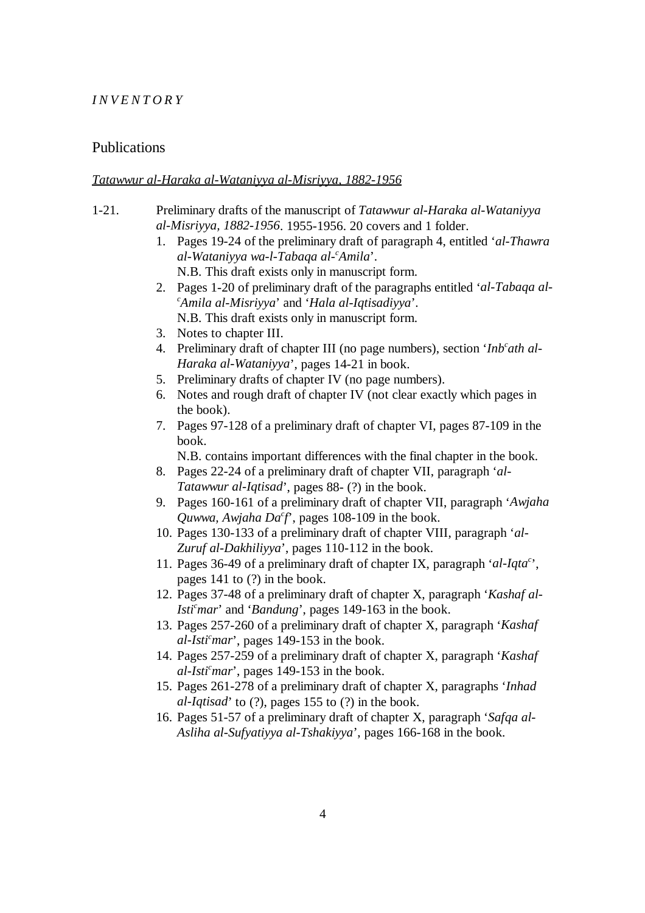*I N V E N T O R Y*

## Publications

<u>*Tatawwur al-Haraka al-Wataniyya al-Misriyya, 1882-1956*</u>

1-21. Preliminary drafts of the manuscript of *Tatawwur al-Haraka al-Wataniyya al-Misriyya, 1882-1956*. 1955-1956. 20 covers and 1 folder.

1. Pages 19-24 of the preliminary draft of paragraph 4, entitled '*al-Thawra al-Wataniyya wa-l-Tabaqa al-ᶜAmila*'.
   N.B. This draft exists only in manuscript form.
2. Pages 1-20 of preliminary draft of the paragraphs entitled '*al-Tabaqa al-ᶜAmila al-Misriyya*' and '*Hala al-Iqtisadiyya*'.
   N.B. This draft exists only in manuscript form.
3. Notes to chapter III.
4. Preliminary draft of chapter III (no page numbers), section '*Inbᶜath al-Haraka al-Wataniyya*', pages 14-21 in book.
5. Preliminary drafts of chapter IV (no page numbers).
6. Notes and rough draft of chapter IV (not clear exactly which pages in the book).
7. Pages 97-128 of a preliminary draft of chapter VI, pages 87-109 in the book.
   N.B. contains important differences with the final chapter in the book.
8. Pages 22-24 of a preliminary draft of chapter VII, paragraph '*al-Tatawwur al-Iqtisad*', pages 88- (?) in the book.
9. Pages 160-161 of a preliminary draft of chapter VII, paragraph '*Awjaha Quwwa, Awjaha Daᶜf*', pages 108-109 in the book.
10. Pages 130-133 of a preliminary draft of chapter VIII, paragraph '*al-Zuruf al-Dakhiliyya*', pages 110-112 in the book.
11. Pages 36-49 of a preliminary draft of chapter IX, paragraph '*al-Iqtaᶜ*', pages 141 to (?) in the book.
12. Pages 37-48 of a preliminary draft of chapter X, paragraph '*Kashaf al-Istiᶜmar*' and '*Bandung*', pages 149-163 in the book.
13. Pages 257-260 of a preliminary draft of chapter X, paragraph '*Kashaf al-Istiᶜmar*', pages 149-153 in the book.
14. Pages 257-259 of a preliminary draft of chapter X, paragraph '*Kashaf al-Istiᶜmar*', pages 149-153 in the book.
15. Pages 261-278 of a preliminary draft of chapter X, paragraphs '*Inhad al-Iqtisad*' to (?), pages 155 to (?) in the book.
16. Pages 51-57 of a preliminary draft of chapter X, paragraph '*Safqa al-Asliha al-Sufyatiyya al-Tshakiyya*', pages 166-168 in the book.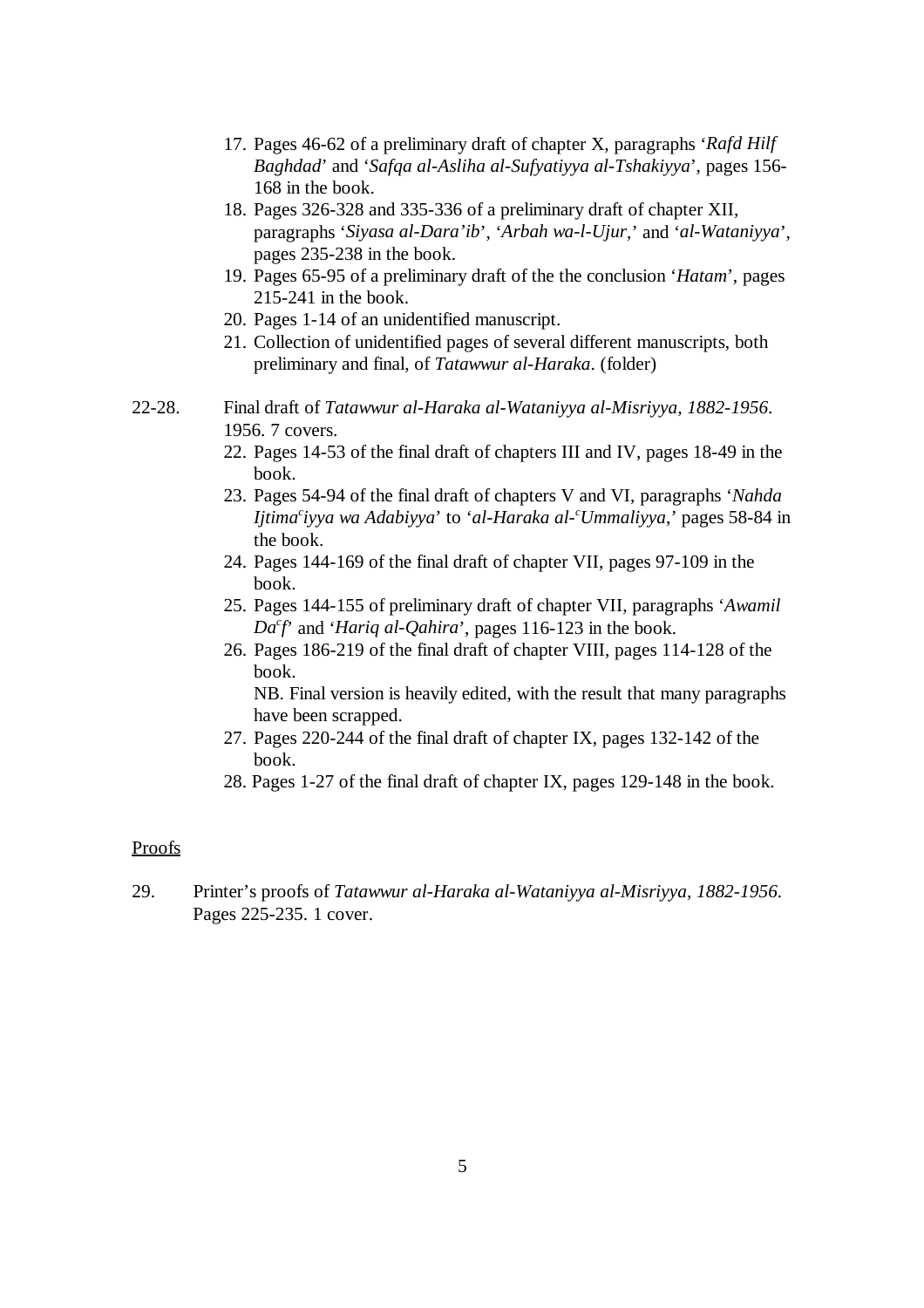17. Pages 46-62 of a preliminary draft of chapter X, paragraphs '*Rafd Hilf Baghdad*' and '*Safqa al-Asliha al-Sufyatiyya al-Tshakiyya*', pages 156-168 in the book.
18. Pages 326-328 and 335-336 of a preliminary draft of chapter XII, paragraphs '*Siyasa al-Dara'ib*', '*Arbah wa-l-Ujur*,' and '*al-Wataniyya*', pages 235-238 in the book.
19. Pages 65-95 of a preliminary draft of the the conclusion '*Hatam*', pages 215-241 in the book.
20. Pages 1-14 of an unidentified manuscript.
21. Collection of unidentified pages of several different manuscripts, both preliminary and final, of *Tatawwur al-Haraka*. (folder)

22-28. Final draft of *Tatawwur al-Haraka al-Wataniyya al-Misriyya, 1882-1956*. 1956. 7 covers.

22. Pages 14-53 of the final draft of chapters III and IV, pages 18-49 in the book.
23. Pages 54-94 of the final draft of chapters V and VI, paragraphs '*Nahda Ijtima*[c]*iyya wa Adabiyya*' to '*al-Haraka al-*[c]*Ummaliyya*,' pages 58-84 in the book.
24. Pages 144-169 of the final draft of chapter VII, pages 97-109 in the book.
25. Pages 144-155 of preliminary draft of chapter VII, paragraphs '*Awamil Da*[c]*f*' and '*Hariq al-Qahira*', pages 116-123 in the book.
26. Pages 186-219 of the final draft of chapter VIII, pages 114-128 of the book.
    NB. Final version is heavily edited, with the result that many paragraphs have been scrapped.
27. Pages 220-244 of the final draft of chapter IX, pages 132-142 of the book.
28. Pages 1-27 of the final draft of chapter IX, pages 129-148 in the book.

<u>Proofs</u>

29. Printer's proofs of *Tatawwur al-Haraka al-Wataniyya al-Misriyya, 1882-1956*. Pages 225-235. 1 cover.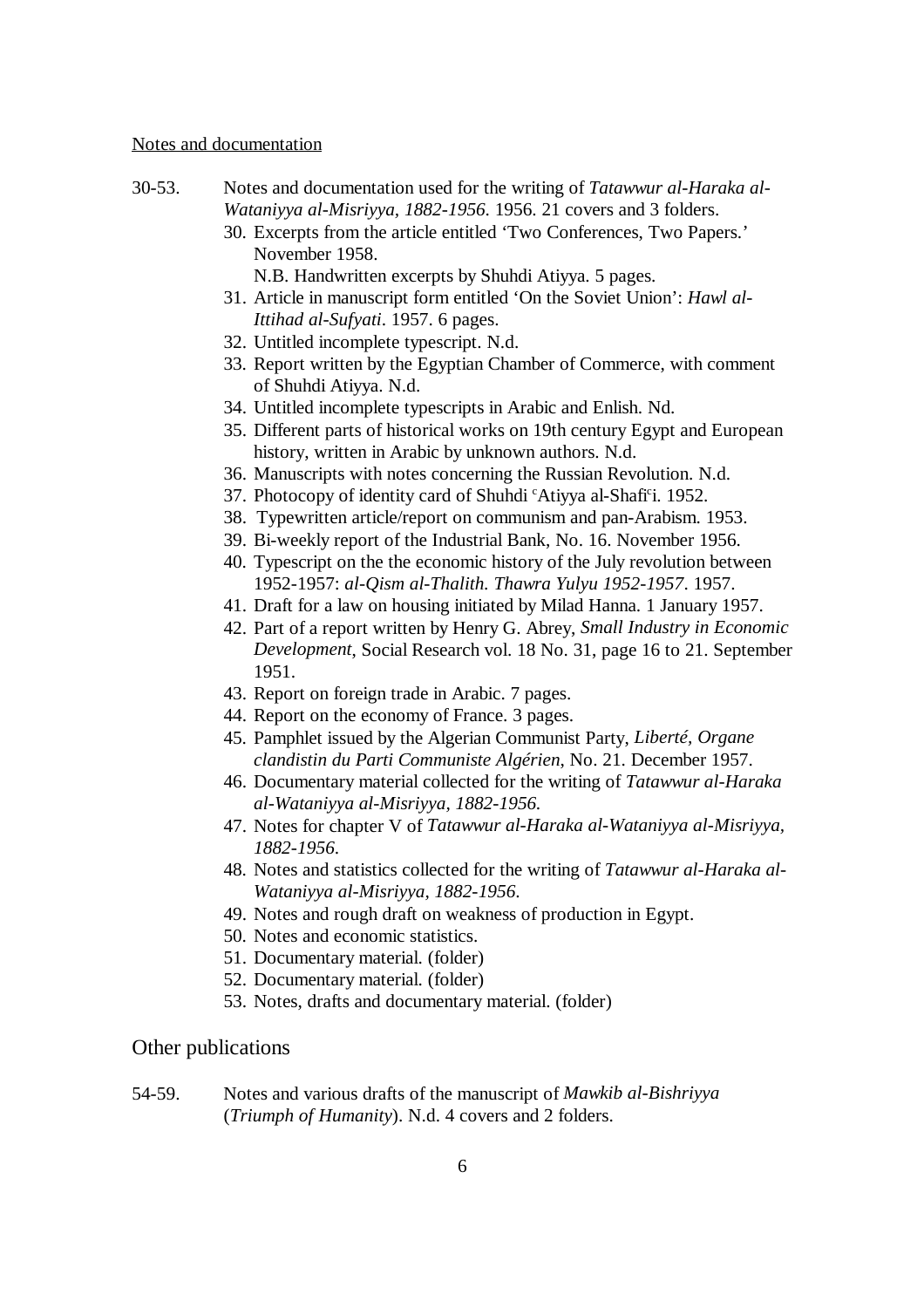Notes and documentation

30-53. Notes and documentation used for the writing of *Tatawwur al-Haraka al-Wataniyya al-Misriyya, 1882-1956*. 1956. 21 covers and 3 folders.

30. Excerpts from the article entitled 'Two Conferences, Two Papers.' November 1958.
    N.B. Handwritten excerpts by Shuhdi Atiyya. 5 pages.
31. Article in manuscript form entitled 'On the Soviet Union': *Hawl al-Ittihad al-Sufyati*. 1957. 6 pages.
32. Untitled incomplete typescript. N.d.
33. Report written by the Egyptian Chamber of Commerce, with comment of Shuhdi Atiyya. N.d.
34. Untitled incomplete typescripts in Arabic and Enlish. Nd.
35. Different parts of historical works on 19th century Egypt and European history, written in Arabic by unknown authors. N.d.
36. Manuscripts with notes concerning the Russian Revolution. N.d.
37. Photocopy of identity card of Shuhdi ʿAtiyya al-Shafiʿi. 1952.
38. Typewritten article/report on communism and pan-Arabism. 1953.
39. Bi-weekly report of the Industrial Bank, No. 16. November 1956.
40. Typescript on the the economic history of the July revolution between 1952-1957: *al-Qism al-Thalith. Thawra Yulyu 1952-1957*. 1957.
41. Draft for a law on housing initiated by Milad Hanna. 1 January 1957.
42. Part of a report written by Henry G. Abrey, *Small Industry in Economic Development*, Social Research vol. 18 No. 31, page 16 to 21. September 1951.
43. Report on foreign trade in Arabic. 7 pages.
44. Report on the economy of France. 3 pages.
45. Pamphlet issued by the Algerian Communist Party, *Liberté, Organe clandistin du Parti Communiste Algérien*, No. 21. December 1957.
46. Documentary material collected for the writing of *Tatawwur al-Haraka al-Wataniyya al-Misriyya, 1882-1956*.
47. Notes for chapter V of *Tatawwur al-Haraka al-Wataniyya al-Misriyya, 1882-1956*.
48. Notes and statistics collected for the writing of *Tatawwur al-Haraka al-Wataniyya al-Misriyya, 1882-1956*.
49. Notes and rough draft on weakness of production in Egypt.
50. Notes and economic statistics.
51. Documentary material. (folder)
52. Documentary material. (folder)
53. Notes, drafts and documentary material. (folder)

## Other publications

54-59. Notes and various drafts of the manuscript of *Mawkib al-Bishriyya* (*Triumph of Humanity*). N.d. 4 covers and 2 folders.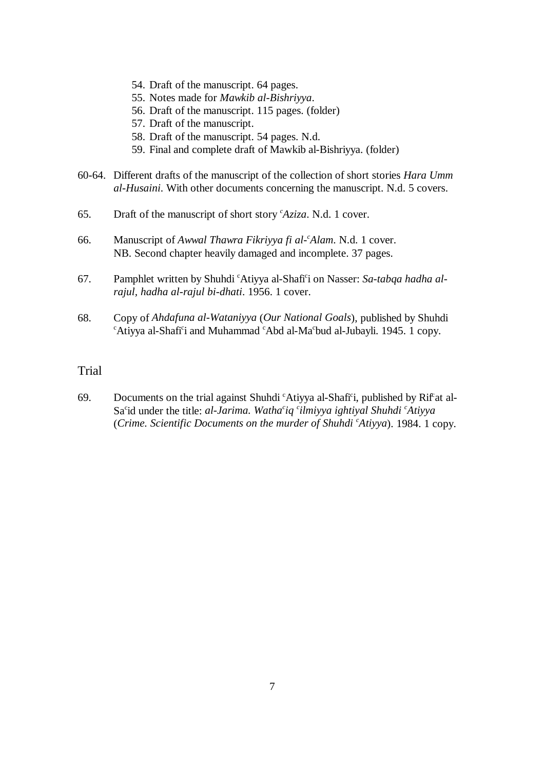54. Draft of the manuscript. 64 pages.
55. Notes made for *Mawkib al-Bishriyya*.
56. Draft of the manuscript. 115 pages. (folder)
57. Draft of the manuscript.
58. Draft of the manuscript. 54 pages. N.d.
59. Final and complete draft of Mawkib al-Bishriyya. (folder)

60-64. Different drafts of the manuscript of the collection of short stories *Hara Umm al-Husaini*. With other documents concerning the manuscript. N.d. 5 covers.

65. Draft of the manuscript of short story *ᶜAziza*. N.d. 1 cover.

66. Manuscript of *Awwal Thawra Fikriyya fi al-ᶜAlam*. N.d. 1 cover.
NB. Second chapter heavily damaged and incomplete. 37 pages.

67. Pamphlet written by Shuhdi ᶜAtiyya al-Shafiᶜi on Nasser: *Sa-tabqa hadha al-rajul, hadha al-rajul bi-dhati*. 1956. 1 cover.

68. Copy of *Ahdafuna al-Wataniyya* (*Our National Goals*), published by Shuhdi ᶜAtiyya al-Shafiᶜi and Muhammad ᶜAbd al-Maᶜbud al-Jubayli. 1945. 1 copy.

## Trial

69. Documents on the trial against Shuhdi ᶜAtiyya al-Shafiᶜi, published by Rifᶜat al-Saᶜid under the title: *al-Jarima. Wathaᶜiq ᶜilmiyya ightiyal Shuhdi ᶜAtiyya* (*Crime. Scientific Documents on the murder of Shuhdi ᶜAtiyya*). 1984. 1 copy.